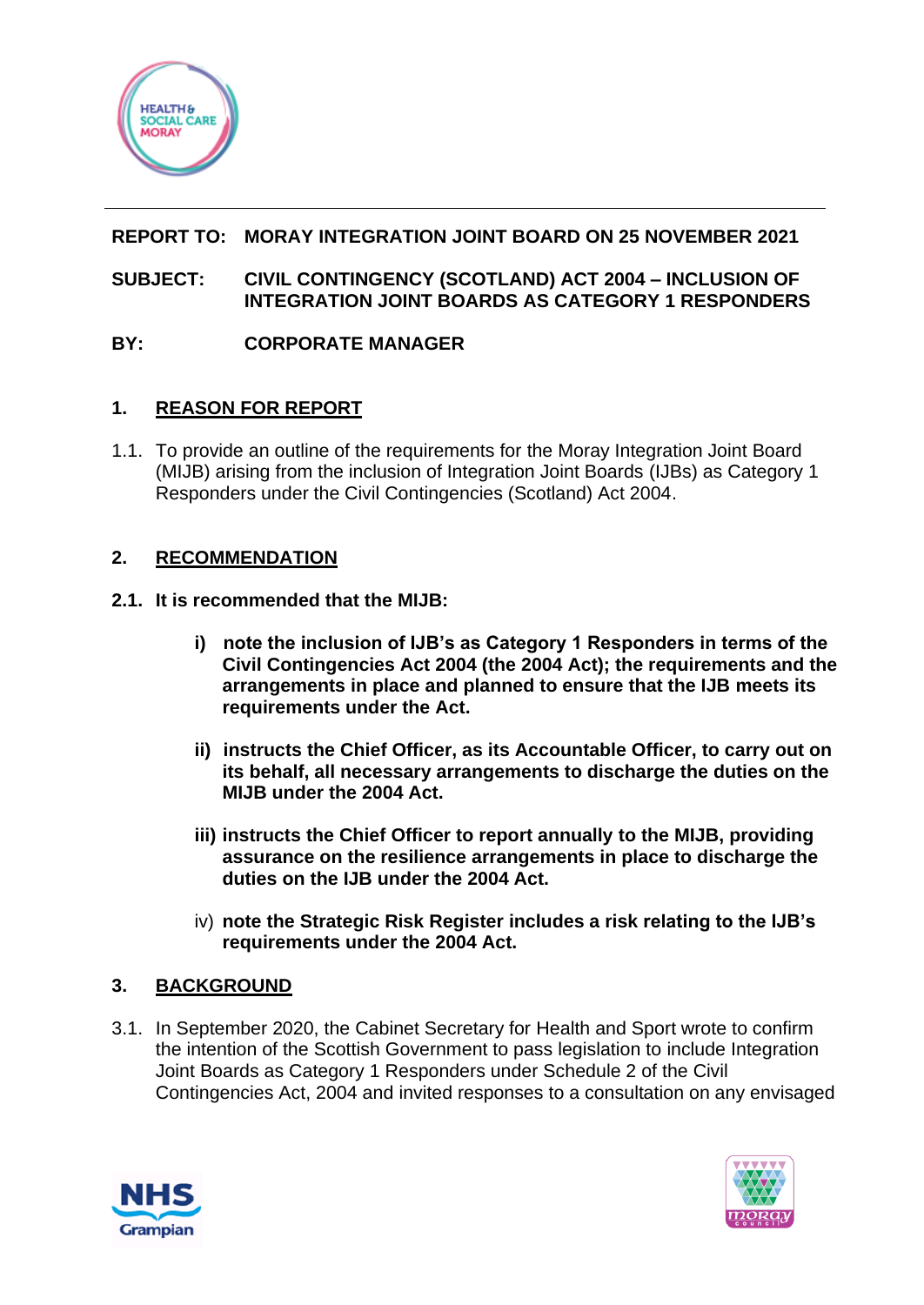**REPORT TO:** **MORAY INTEGRATION JOINT BOARD ON 25 NOVEMBER 2021**

**SUBJECT:** **CIVIL CONTINGENCY (SCOTLAND) ACT 2004 – INCLUSION OF INTEGRATION JOINT BOARDS AS CATEGORY 1 RESPONDERS**

**BY:** **CORPORATE MANAGER**

## 1. REASON FOR REPORT

1.1. To provide an outline of the requirements for the Moray Integration Joint Board (MIJB) arising from the inclusion of Integration Joint Boards (IJBs) as Category 1 Responders under the Civil Contingencies (Scotland) Act 2004.

## 2. RECOMMENDATION

**2.1. It is recommended that the MIJB:**

i) **note the inclusion of IJB's as Category 1 Responders in terms of the Civil Contingencies Act 2004 (the 2004 Act); the requirements and the arrangements in place and planned to ensure that the IJB meets its requirements under the Act.**

ii) **instructs the Chief Officer, as its Accountable Officer, to carry out on its behalf, all necessary arrangements to discharge the duties on the MIJB under the 2004 Act.**

iii) **instructs the Chief Officer to report annually to the MIJB, providing assurance on the resilience arrangements in place to discharge the duties on the IJB under the 2004 Act.**

iv) **note the Strategic Risk Register includes a risk relating to the IJB's requirements under the 2004 Act.**

## 3. BACKGROUND

3.1. In September 2020, the Cabinet Secretary for Health and Sport wrote to confirm the intention of the Scottish Government to pass legislation to include Integration Joint Boards as Category 1 Responders under Schedule 2 of the Civil Contingencies Act, 2004 and invited responses to a consultation on any envisaged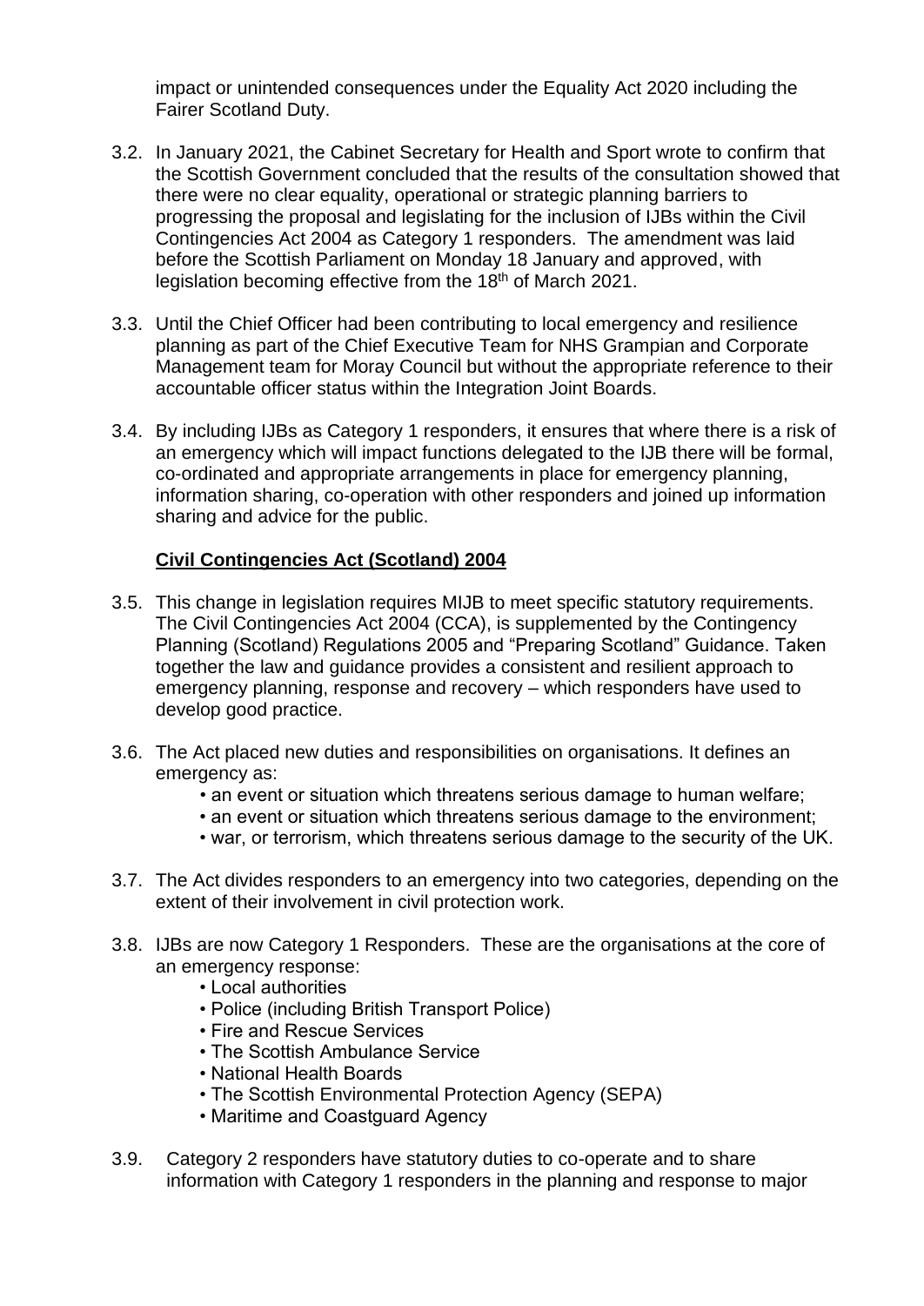impact or unintended consequences under the Equality Act 2020 including the Fairer Scotland Duty.

3.2. In January 2021, the Cabinet Secretary for Health and Sport wrote to confirm that the Scottish Government concluded that the results of the consultation showed that there were no clear equality, operational or strategic planning barriers to progressing the proposal and legislating for the inclusion of IJBs within the Civil Contingencies Act 2004 as Category 1 responders. The amendment was laid before the Scottish Parliament on Monday 18 January and approved, with legislation becoming effective from the 18th of March 2021.

3.3. Until the Chief Officer had been contributing to local emergency and resilience planning as part of the Chief Executive Team for NHS Grampian and Corporate Management team for Moray Council but without the appropriate reference to their accountable officer status within the Integration Joint Boards.

3.4. By including IJBs as Category 1 responders, it ensures that where there is a risk of an emergency which will impact functions delegated to the IJB there will be formal, co-ordinated and appropriate arrangements in place for emergency planning, information sharing, co-operation with other responders and joined up information sharing and advice for the public.

**Civil Contingencies Act (Scotland) 2004**

3.5. This change in legislation requires MIJB to meet specific statutory requirements. The Civil Contingencies Act 2004 (CCA), is supplemented by the Contingency Planning (Scotland) Regulations 2005 and "Preparing Scotland" Guidance. Taken together the law and guidance provides a consistent and resilient approach to emergency planning, response and recovery – which responders have used to develop good practice.

3.6. The Act placed new duties and responsibilities on organisations. It defines an emergency as:
   - an event or situation which threatens serious damage to human welfare;
   - an event or situation which threatens serious damage to the environment;
   - war, or terrorism, which threatens serious damage to the security of the UK.

3.7. The Act divides responders to an emergency into two categories, depending on the extent of their involvement in civil protection work.

3.8. IJBs are now Category 1 Responders. These are the organisations at the core of an emergency response:
   - Local authorities
   - Police (including British Transport Police)
   - Fire and Rescue Services
   - The Scottish Ambulance Service
   - National Health Boards
   - The Scottish Environmental Protection Agency (SEPA)
   - Maritime and Coastguard Agency

3.9. Category 2 responders have statutory duties to co-operate and to share information with Category 1 responders in the planning and response to major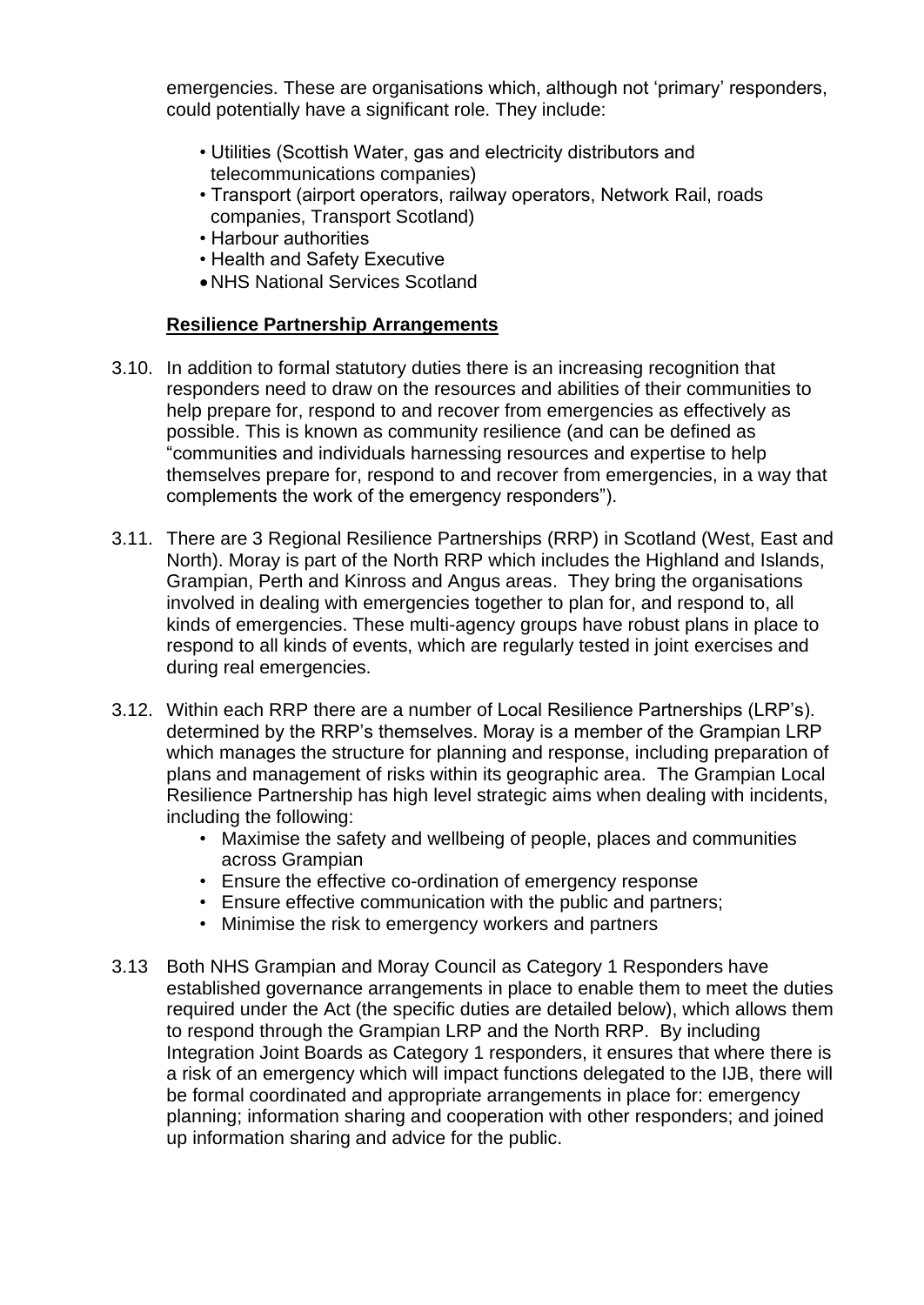emergencies. These are organisations which, although not 'primary' responders, could potentially have a significant role. They include:

- Utilities (Scottish Water, gas and electricity distributors and telecommunications companies)
- Transport (airport operators, railway operators, Network Rail, roads companies, Transport Scotland)
- Harbour authorities
- Health and Safety Executive
- NHS National Services Scotland

**Resilience Partnership Arrangements**

3.10. In addition to formal statutory duties there is an increasing recognition that responders need to draw on the resources and abilities of their communities to help prepare for, respond to and recover from emergencies as effectively as possible. This is known as community resilience (and can be defined as "communities and individuals harnessing resources and expertise to help themselves prepare for, respond to and recover from emergencies, in a way that complements the work of the emergency responders").

3.11. There are 3 Regional Resilience Partnerships (RRP) in Scotland (West, East and North). Moray is part of the North RRP which includes the Highland and Islands, Grampian, Perth and Kinross and Angus areas. They bring the organisations involved in dealing with emergencies together to plan for, and respond to, all kinds of emergencies. These multi-agency groups have robust plans in place to respond to all kinds of events, which are regularly tested in joint exercises and during real emergencies.

3.12. Within each RRP there are a number of Local Resilience Partnerships (LRP's). determined by the RRP's themselves. Moray is a member of the Grampian LRP which manages the structure for planning and response, including preparation of plans and management of risks within its geographic area. The Grampian Local Resilience Partnership has high level strategic aims when dealing with incidents, including the following:

- Maximise the safety and wellbeing of people, places and communities across Grampian
- Ensure the effective co-ordination of emergency response
- Ensure effective communication with the public and partners;
- Minimise the risk to emergency workers and partners

3.13 Both NHS Grampian and Moray Council as Category 1 Responders have established governance arrangements in place to enable them to meet the duties required under the Act (the specific duties are detailed below), which allows them to respond through the Grampian LRP and the North RRP. By including Integration Joint Boards as Category 1 responders, it ensures that where there is a risk of an emergency which will impact functions delegated to the IJB, there will be formal coordinated and appropriate arrangements in place for: emergency planning; information sharing and cooperation with other responders; and joined up information sharing and advice for the public.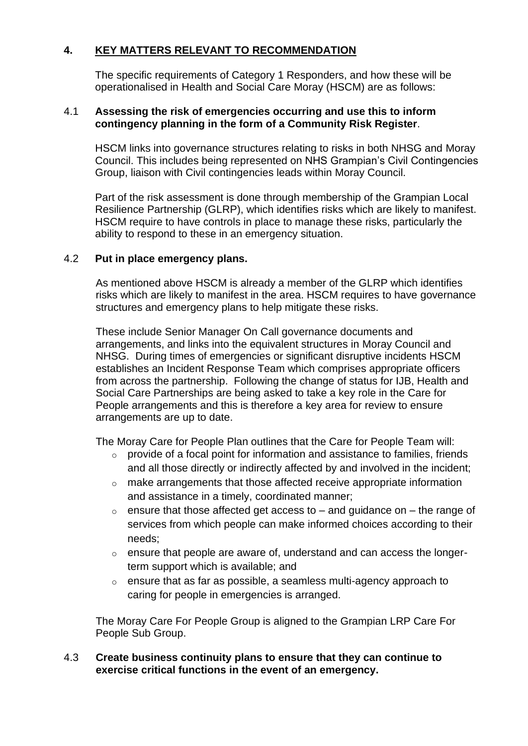## 4. **KEY MATTERS RELEVANT TO RECOMMENDATION**

The specific requirements of Category 1 Responders, and how these will be operationalised in Health and Social Care Moray (HSCM) are as follows:

4.1 **Assessing the risk of emergencies occurring and use this to inform contingency planning in the form of a Community Risk Register**.

HSCM links into governance structures relating to risks in both NHSG and Moray Council. This includes being represented on NHS Grampian's Civil Contingencies Group, liaison with Civil contingencies leads within Moray Council.

Part of the risk assessment is done through membership of the Grampian Local Resilience Partnership (GLRP), which identifies risks which are likely to manifest. HSCM require to have controls in place to manage these risks, particularly the ability to respond to these in an emergency situation.

4.2 **Put in place emergency plans.**

As mentioned above HSCM is already a member of the GLRP which identifies risks which are likely to manifest in the area. HSCM requires to have governance structures and emergency plans to help mitigate these risks.

These include Senior Manager On Call governance documents and arrangements, and links into the equivalent structures in Moray Council and NHSG. During times of emergencies or significant disruptive incidents HSCM establishes an Incident Response Team which comprises appropriate officers from across the partnership. Following the change of status for IJB, Health and Social Care Partnerships are being asked to take a key role in the Care for People arrangements and this is therefore a key area for review to ensure arrangements are up to date.

The Moray Care for People Plan outlines that the Care for People Team will:

- provide of a focal point for information and assistance to families, friends and all those directly or indirectly affected by and involved in the incident;
- make arrangements that those affected receive appropriate information and assistance in a timely, coordinated manner;
- ensure that those affected get access to – and guidance on – the range of services from which people can make informed choices according to their needs;
- ensure that people are aware of, understand and can access the longer-term support which is available; and
- ensure that as far as possible, a seamless multi-agency approach to caring for people in emergencies is arranged.

The Moray Care For People Group is aligned to the Grampian LRP Care For People Sub Group.

4.3 **Create business continuity plans to ensure that they can continue to exercise critical functions in the event of an emergency.**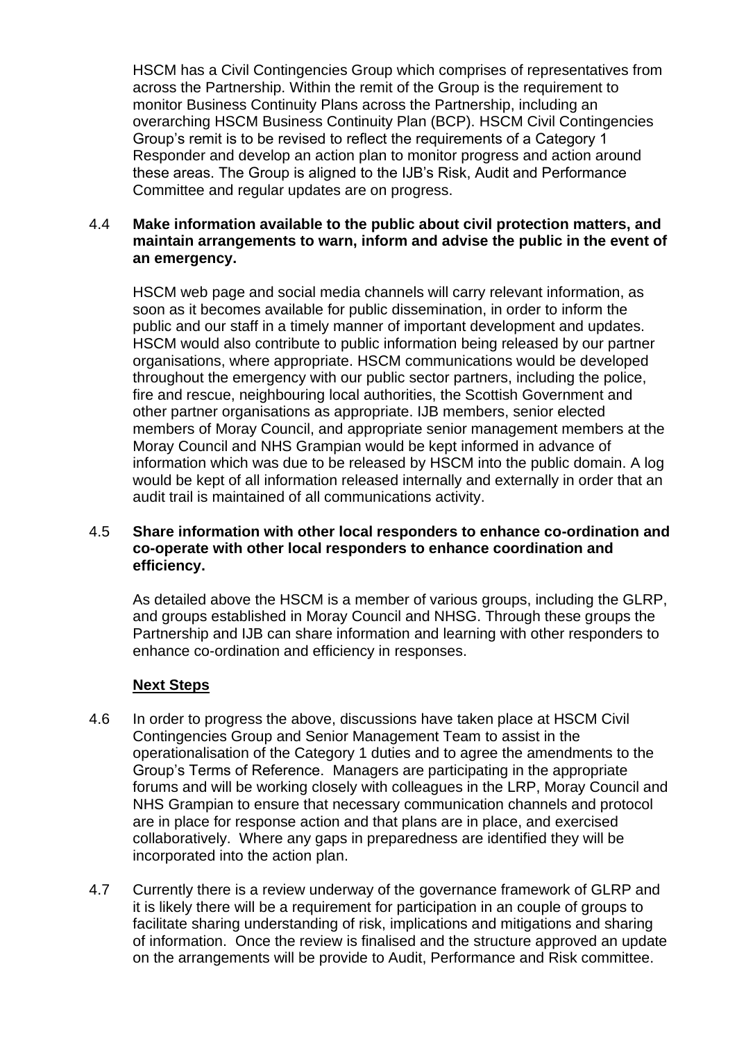HSCM has a Civil Contingencies Group which comprises of representatives from across the Partnership. Within the remit of the Group is the requirement to monitor Business Continuity Plans across the Partnership, including an overarching HSCM Business Continuity Plan (BCP). HSCM Civil Contingencies Group's remit is to be revised to reflect the requirements of a Category 1 Responder and develop an action plan to monitor progress and action around these areas. The Group is aligned to the IJB's Risk, Audit and Performance Committee and regular updates are on progress.

4.4 **Make information available to the public about civil protection matters, and maintain arrangements to warn, inform and advise the public in the event of an emergency.**

HSCM web page and social media channels will carry relevant information, as soon as it becomes available for public dissemination, in order to inform the public and our staff in a timely manner of important development and updates. HSCM would also contribute to public information being released by our partner organisations, where appropriate. HSCM communications would be developed throughout the emergency with our public sector partners, including the police, fire and rescue, neighbouring local authorities, the Scottish Government and other partner organisations as appropriate. IJB members, senior elected members of Moray Council, and appropriate senior management members at the Moray Council and NHS Grampian would be kept informed in advance of information which was due to be released by HSCM into the public domain. A log would be kept of all information released internally and externally in order that an audit trail is maintained of all communications activity.

4.5 **Share information with other local responders to enhance co-ordination and co-operate with other local responders to enhance coordination and efficiency.**

As detailed above the HSCM is a member of various groups, including the GLRP, and groups established in Moray Council and NHSG. Through these groups the Partnership and IJB can share information and learning with other responders to enhance co-ordination and efficiency in responses.

**Next Steps**

4.6 In order to progress the above, discussions have taken place at HSCM Civil Contingencies Group and Senior Management Team to assist in the operationalisation of the Category 1 duties and to agree the amendments to the Group's Terms of Reference. Managers are participating in the appropriate forums and will be working closely with colleagues in the LRP, Moray Council and NHS Grampian to ensure that necessary communication channels and protocol are in place for response action and that plans are in place, and exercised collaboratively. Where any gaps in preparedness are identified they will be incorporated into the action plan.

4.7 Currently there is a review underway of the governance framework of GLRP and it is likely there will be a requirement for participation in an couple of groups to facilitate sharing understanding of risk, implications and mitigations and sharing of information. Once the review is finalised and the structure approved an update on the arrangements will be provide to Audit, Performance and Risk committee.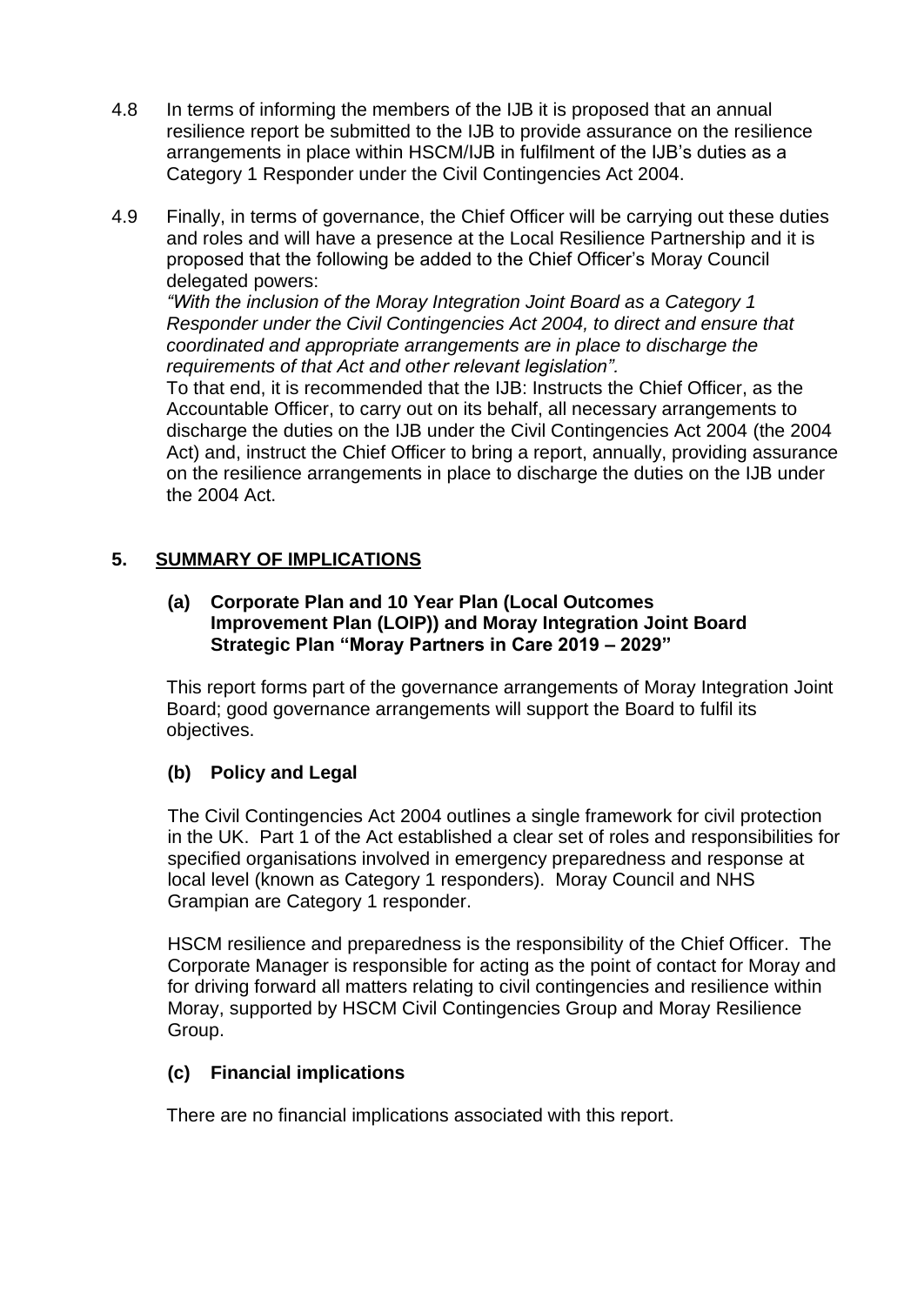4.8 In terms of informing the members of the IJB it is proposed that an annual resilience report be submitted to the IJB to provide assurance on the resilience arrangements in place within HSCM/IJB in fulfilment of the IJB's duties as a Category 1 Responder under the Civil Contingencies Act 2004.

4.9 Finally, in terms of governance, the Chief Officer will be carrying out these duties and roles and will have a presence at the Local Resilience Partnership and it is proposed that the following be added to the Chief Officer's Moray Council delegated powers:
*"With the inclusion of the Moray Integration Joint Board as a Category 1 Responder under the Civil Contingencies Act 2004, to direct and ensure that coordinated and appropriate arrangements are in place to discharge the requirements of that Act and other relevant legislation".*
To that end, it is recommended that the IJB: Instructs the Chief Officer, as the Accountable Officer, to carry out on its behalf, all necessary arrangements to discharge the duties on the IJB under the Civil Contingencies Act 2004 (the 2004 Act) and, instruct the Chief Officer to bring a report, annually, providing assurance on the resilience arrangements in place to discharge the duties on the IJB under the 2004 Act.

## 5. SUMMARY OF IMPLICATIONS

### (a) Corporate Plan and 10 Year Plan (Local Outcomes Improvement Plan (LOIP)) and Moray Integration Joint Board Strategic Plan "Moray Partners in Care 2019 – 2029"

This report forms part of the governance arrangements of Moray Integration Joint Board; good governance arrangements will support the Board to fulfil its objectives.

### (b) Policy and Legal

The Civil Contingencies Act 2004 outlines a single framework for civil protection in the UK. Part 1 of the Act established a clear set of roles and responsibilities for specified organisations involved in emergency preparedness and response at local level (known as Category 1 responders). Moray Council and NHS Grampian are Category 1 responder.

HSCM resilience and preparedness is the responsibility of the Chief Officer. The Corporate Manager is responsible for acting as the point of contact for Moray and for driving forward all matters relating to civil contingencies and resilience within Moray, supported by HSCM Civil Contingencies Group and Moray Resilience Group.

### (c) Financial implications

There are no financial implications associated with this report.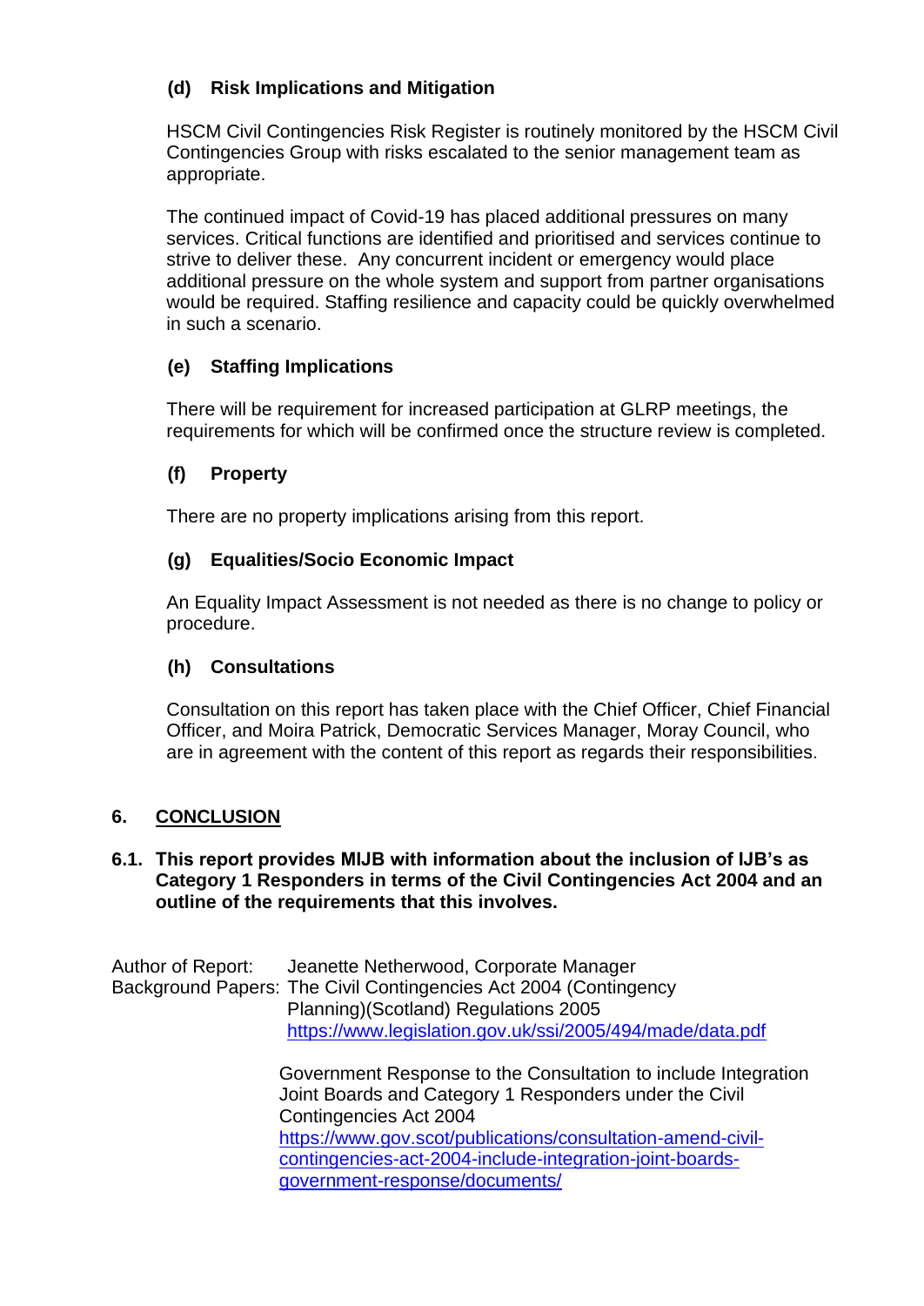### (d) Risk Implications and Mitigation

HSCM Civil Contingencies Risk Register is routinely monitored by the HSCM Civil Contingencies Group with risks escalated to the senior management team as appropriate.

The continued impact of Covid-19 has placed additional pressures on many services. Critical functions are identified and prioritised and services continue to strive to deliver these. Any concurrent incident or emergency would place additional pressure on the whole system and support from partner organisations would be required. Staffing resilience and capacity could be quickly overwhelmed in such a scenario.

### (e) Staffing Implications

There will be requirement for increased participation at GLRP meetings, the requirements for which will be confirmed once the structure review is completed.

### (f) Property

There are no property implications arising from this report.

### (g) Equalities/Socio Economic Impact

An Equality Impact Assessment is not needed as there is no change to policy or procedure.

### (h) Consultations

Consultation on this report has taken place with the Chief Officer, Chief Financial Officer, and Moira Patrick, Democratic Services Manager, Moray Council, who are in agreement with the content of this report as regards their responsibilities.

## 6. CONCLUSION

**6.1. This report provides MIJB with information about the inclusion of IJB's as Category 1 Responders in terms of the Civil Contingencies Act 2004 and an outline of the requirements that this involves.**

Author of Report: Jeanette Netherwood, Corporate Manager

Background Papers: The Civil Contingencies Act 2004 (Contingency Planning)(Scotland) Regulations 2005
https://www.legislation.gov.uk/ssi/2005/494/made/data.pdf

Government Response to the Consultation to include Integration Joint Boards and Category 1 Responders under the Civil Contingencies Act 2004
https://www.gov.scot/publications/consultation-amend-civil-contingencies-act-2004-include-integration-joint-boards-government-response/documents/